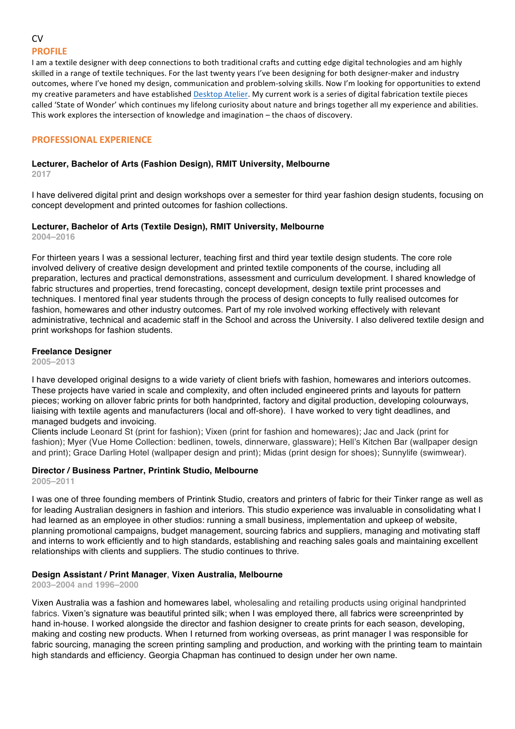CV

## PROFILE

I am a textile designer with deep connections to both traditional crafts and cutting edge digital technologies and am highly skilled in a range of textile techniques. For the last twenty years I've been designing for both designer-maker and industry outcomes, where I've honed my design, communication and problem-solving skills. Now I'm looking for opportunities to extend my creative parameters and have established Desktop Atelier. My current work is a series of digital fabrication textile pieces called 'State of Wonder' which continues my lifelong curiosity about nature and brings together all my experience and abilities. This work explores the intersection of knowledge and imagination – the chaos of discovery.

## PROFESSIONAL EXPERIENCE

### Lecturer, Bachelor of Arts (Fashion Design), RMIT University, Melbourne

2017

I have delivered digital print and design workshops over a semester for third year fashion design students, focusing on concept development and printed outcomes for fashion collections.

### Lecturer, Bachelor of Arts (Textile Design), RMIT University, Melbourne

2004–2016

For thirteen years I was a sessional lecturer, teaching first and third year textile design students. The core role involved delivery of creative design development and printed textile components of the course, including all preparation, lectures and practical demonstrations, assessment and curriculum development. I shared knowledge of fabric structures and properties, trend forecasting, concept development, design textile print processes and techniques. I mentored final year students through the process of design concepts to fully realised outcomes for fashion, homewares and other industry outcomes. Part of my role involved working effectively with relevant administrative, technical and academic staff in the School and across the University. I also delivered textile design and print workshops for fashion students.

### Freelance Designer

2005–2013

I have developed original designs to a wide variety of client briefs with fashion, homewares and interiors outcomes. These projects have varied in scale and complexity, and often included engineered prints and layouts for pattern pieces; working on allover fabric prints for both handprinted, factory and digital production, developing colourways, liaising with textile agents and manufacturers (local and off-shore). I have worked to very tight deadlines, and managed budgets and invoicing.

Clients include Leonard St (print for fashion); Vixen (print for fashion and homewares); Jac and Jack (print for fashion); Myer (Vue Home Collection: bedlinen, towels, dinnerware, glassware); Hell's Kitchen Bar (wallpaper design and print); Grace Darling Hotel (wallpaper design and print); Midas (print design for shoes); Sunnylife (swimwear).

### Director / Business Partner, Printink Studio, Melbourne

2005–2011

I was one of three founding members of Printink Studio, creators and printers of fabric for their Tinker range as well as for leading Australian designers in fashion and interiors. This studio experience was invaluable in consolidating what I had learned as an employee in other studios: running a small business, implementation and upkeep of website, planning promotional campaigns, budget management, sourcing fabrics and suppliers, managing and motivating staff and interns to work efficiently and to high standards, establishing and reaching sales goals and maintaining excellent relationships with clients and suppliers. The studio continues to thrive.

### Design Assistant / Print Manager, Vixen Australia, Melbourne

2003–2004 and 1996–2000

Vixen Australia was a fashion and homewares label, wholesaling and retailing products using original handprinted fabrics. Vixen's signature was beautiful printed silk; when I was employed there, all fabrics were screenprinted by hand in-house. I worked alongside the director and fashion designer to create prints for each season, developing, making and costing new products. When I returned from working overseas, as print manager I was responsible for fabric sourcing, managing the screen printing sampling and production, and working with the printing team to maintain high standards and efficiency. Georgia Chapman has continued to design under her own name.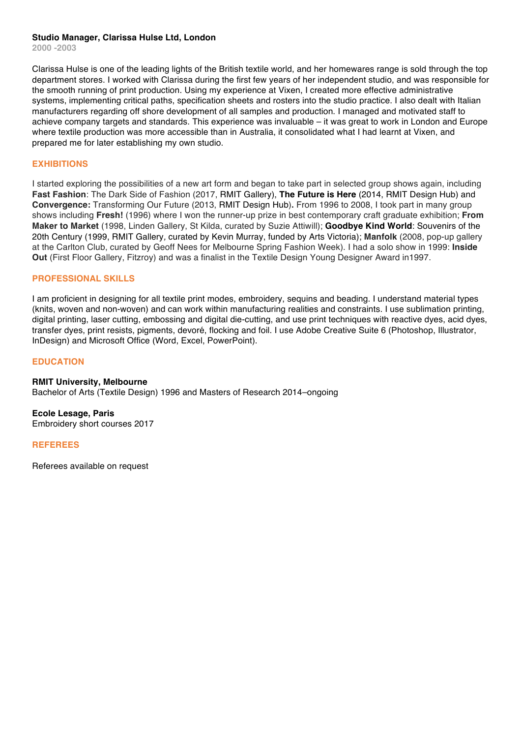**Studio Manager, Clarissa Hulse Ltd, London**
2000 -2003

Clarissa Hulse is one of the leading lights of the British textile world, and her homewares range is sold through the top department stores. I worked with Clarissa during the first few years of her independent studio, and was responsible for the smooth running of print production. Using my experience at Vixen, I created more effective administrative systems, implementing critical paths, specification sheets and rosters into the studio practice. I also dealt with Italian manufacturers regarding off shore development of all samples and production. I managed and motivated staff to achieve company targets and standards. This experience was invaluable – it was great to work in London and Europe where textile production was more accessible than in Australia, it consolidated what I had learnt at Vixen, and prepared me for later establishing my own studio.

## EXHIBITIONS

I started exploring the possibilities of a new art form and began to take part in selected group shows again, including **Fast Fashion**: The Dark Side of Fashion (2017, RMIT Gallery), **The Future is Here** (2014, RMIT Design Hub) and **Convergence:** Transforming Our Future (2013, RMIT Design Hub)**.** From 1996 to 2008, I took part in many group shows including **Fresh!** (1996) where I won the runner-up prize in best contemporary craft graduate exhibition; **From Maker to Market** (1998, Linden Gallery, St Kilda, curated by Suzie Attiwill); **Goodbye Kind World**: Souvenirs of the 20th Century (1999, RMIT Gallery, curated by Kevin Murray, funded by Arts Victoria); **Manfolk** (2008, pop-up gallery at the Carlton Club, curated by Geoff Nees for Melbourne Spring Fashion Week). I had a solo show in 1999: **Inside Out** (First Floor Gallery, Fitzroy) and was a finalist in the Textile Design Young Designer Award in1997.

## PROFESSIONAL SKILLS

I am proficient in designing for all textile print modes, embroidery, sequins and beading. I understand material types (knits, woven and non-woven) and can work within manufacturing realities and constraints. I use sublimation printing, digital printing, laser cutting, embossing and digital die-cutting, and use print techniques with reactive dyes, acid dyes, transfer dyes, print resists, pigments, devoré, flocking and foil. I use Adobe Creative Suite 6 (Photoshop, Illustrator, InDesign) and Microsoft Office (Word, Excel, PowerPoint).

## EDUCATION

**RMIT University, Melbourne**
Bachelor of Arts (Textile Design) 1996 and Masters of Research 2014–ongoing

**Ecole Lesage, Paris**
Embroidery short courses 2017

## REFEREES

Referees available on request